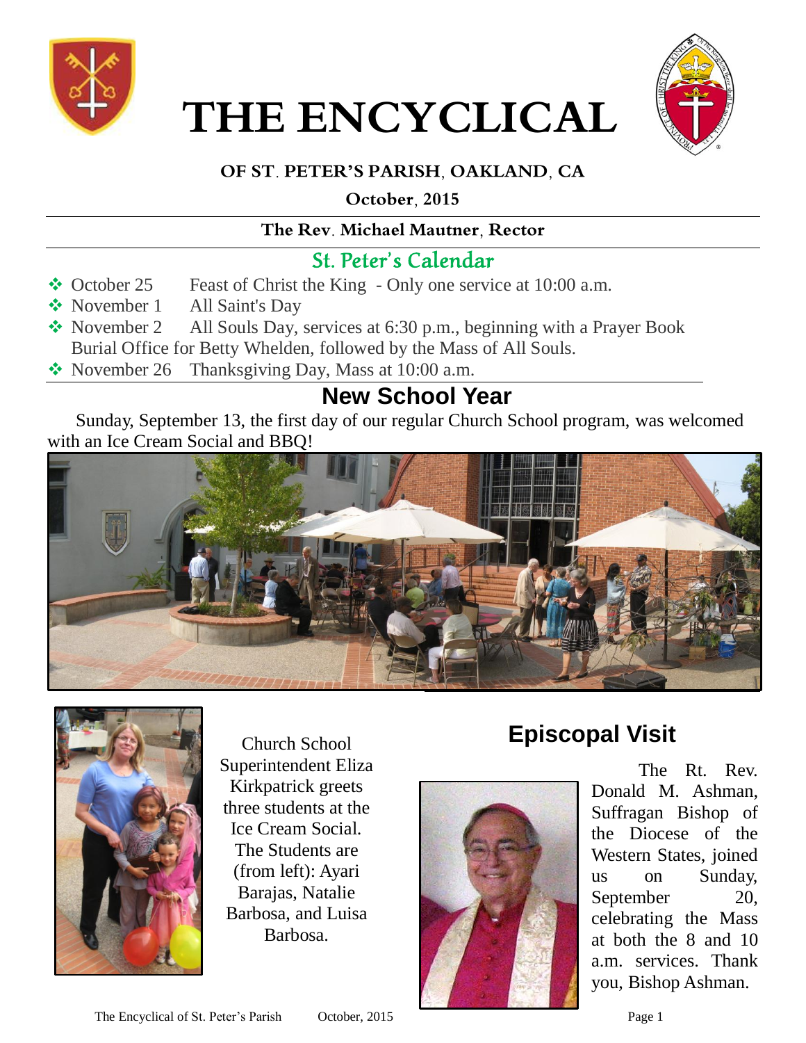# THE ENCYCLICAL

**OF ST. PETER'S PARISH, OAKLAND, CA**

**October, 2015**

**The Rev. Michael Mautner, Rector**

## St. Peter's Calendar

- October 25 Feast of Christ the King - Only one service at 10:00 a.m.
- November 1 All Saint's Day
- November 2 All Souls Day, services at 6:30 p.m., beginning with a Prayer Book Burial Office for Betty Whelden, followed by the Mass of All Souls.
- November 26 Thanksgiving Day, Mass at 10:00 a.m.

## New School Year

Sunday, September 13, the first day of our regular Church School program, was welcomed with an Ice Cream Social and BBQ!

Church School Superintendent Eliza Kirkpatrick greets three students at the Ice Cream Social. The Students are (from left): Ayari Barajas, Natalie Barbosa, and Luisa Barbosa.

## Episcopal Visit

The Rt. Rev. Donald M. Ashman, Suffragan Bishop of the Diocese of the Western States, joined us on Sunday, September 20, celebrating the Mass at both the 8 and 10 a.m. services. Thank you, Bishop Ashman.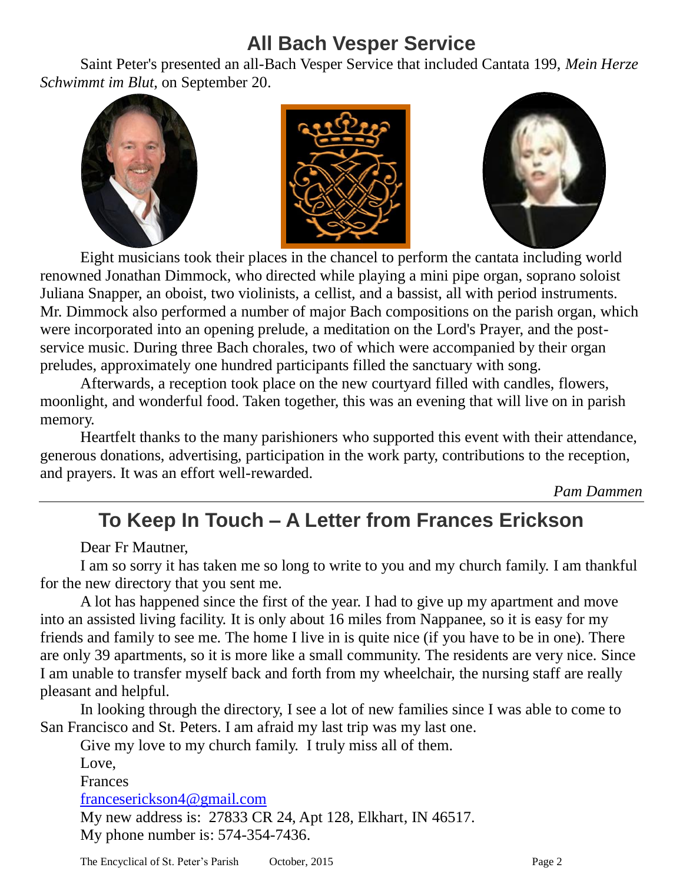## All Bach Vesper Service

Saint Peter's presented an all-Bach Vesper Service that included Cantata 199, *Mein Herze Schwimmt im Blut*, on September 20.

Eight musicians took their places in the chancel to perform the cantata including world renowned Jonathan Dimmock, who directed while playing a mini pipe organ, soprano soloist Juliana Snapper, an oboist, two violinists, a cellist, and a bassist, all with period instruments. Mr. Dimmock also performed a number of major Bach compositions on the parish organ, which were incorporated into an opening prelude, a meditation on the Lord's Prayer, and the post-service music. During three Bach chorales, two of which were accompanied by their organ preludes, approximately one hundred participants filled the sanctuary with song.

Afterwards, a reception took place on the new courtyard filled with candles, flowers, moonlight, and wonderful food. Taken together, this was an evening that will live on in parish memory.

Heartfelt thanks to the many parishioners who supported this event with their attendance, generous donations, advertising, participation in the work party, contributions to the reception, and prayers. It was an effort well-rewarded.

*Pam Dammen*

---

## To Keep In Touch – A Letter from Frances Erickson

Dear Fr Mautner,

I am so sorry it has taken me so long to write to you and my church family. I am thankful for the new directory that you sent me.

A lot has happened since the first of the year. I had to give up my apartment and move into an assisted living facility. It is only about 16 miles from Nappanee, so it is easy for my friends and family to see me. The home I live in is quite nice (if you have to be in one). There are only 39 apartments, so it is more like a small community. The residents are very nice. Since I am unable to transfer myself back and forth from my wheelchair, the nursing staff are really pleasant and helpful.

In looking through the directory, I see a lot of new families since I was able to come to San Francisco and St. Peters. I am afraid my last trip was my last one.

Give my love to my church family. I truly miss all of them.

Love,

Frances

francesericksson4@gmail.com

My new address is: 27833 CR 24, Apt 128, Elkhart, IN 46517.

My phone number is: 574-354-7436.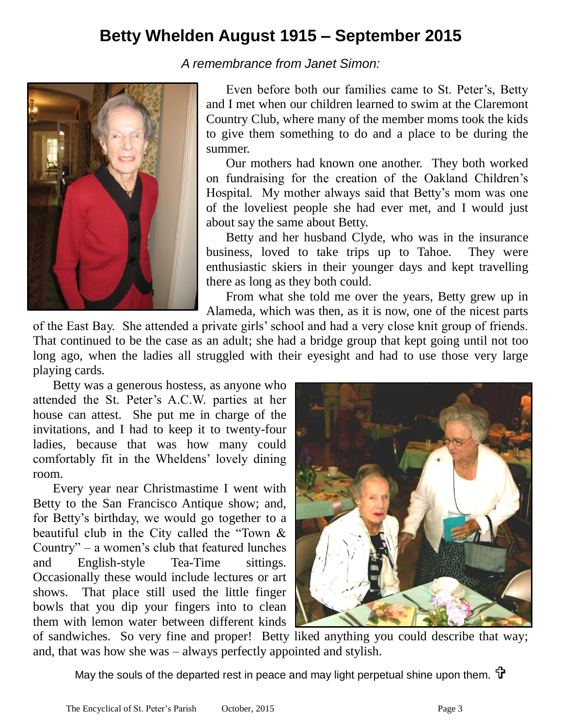# Betty Whelden August 1915 – September 2015

*A remembrance from Janet Simon:*

Even before both our families came to St. Peter's, Betty and I met when our children learned to swim at the Claremont Country Club, where many of the member moms took the kids to give them something to do and a place to be during the summer.

Our mothers had known one another. They both worked on fundraising for the creation of the Oakland Children's Hospital. My mother always said that Betty's mom was one of the loveliest people she had ever met, and I would just about say the same about Betty.

Betty and her husband Clyde, who was in the insurance business, loved to take trips up to Tahoe. They were enthusiastic skiers in their younger days and kept travelling there as long as they both could.

From what she told me over the years, Betty grew up in Alameda, which was then, as it is now, one of the nicest parts of the East Bay. She attended a private girls' school and had a very close knit group of friends. That continued to be the case as an adult; she had a bridge group that kept going until not too long ago, when the ladies all struggled with their eyesight and had to use those very large playing cards.

Betty was a generous hostess, as anyone who attended the St. Peter's A.C.W. parties at her house can attest. She put me in charge of the invitations, and I had to keep it to twenty-four ladies, because that was how many could comfortably fit in the Wheldens' lovely dining room.

Every year near Christmastime I went with Betty to the San Francisco Antique show; and, for Betty's birthday, we would go together to a beautiful club in the City called the "Town & Country" – a women's club that featured lunches and English-style Tea-Time sittings. Occasionally these would include lectures or art shows. That place still used the little finger bowls that you dip your fingers into to clean them with lemon water between different kinds of sandwiches. So very fine and proper! Betty liked anything you could describe that way; and, that was how she was – always perfectly appointed and stylish.

May the souls of the departed rest in peace and may light perpetual shine upon them. ✠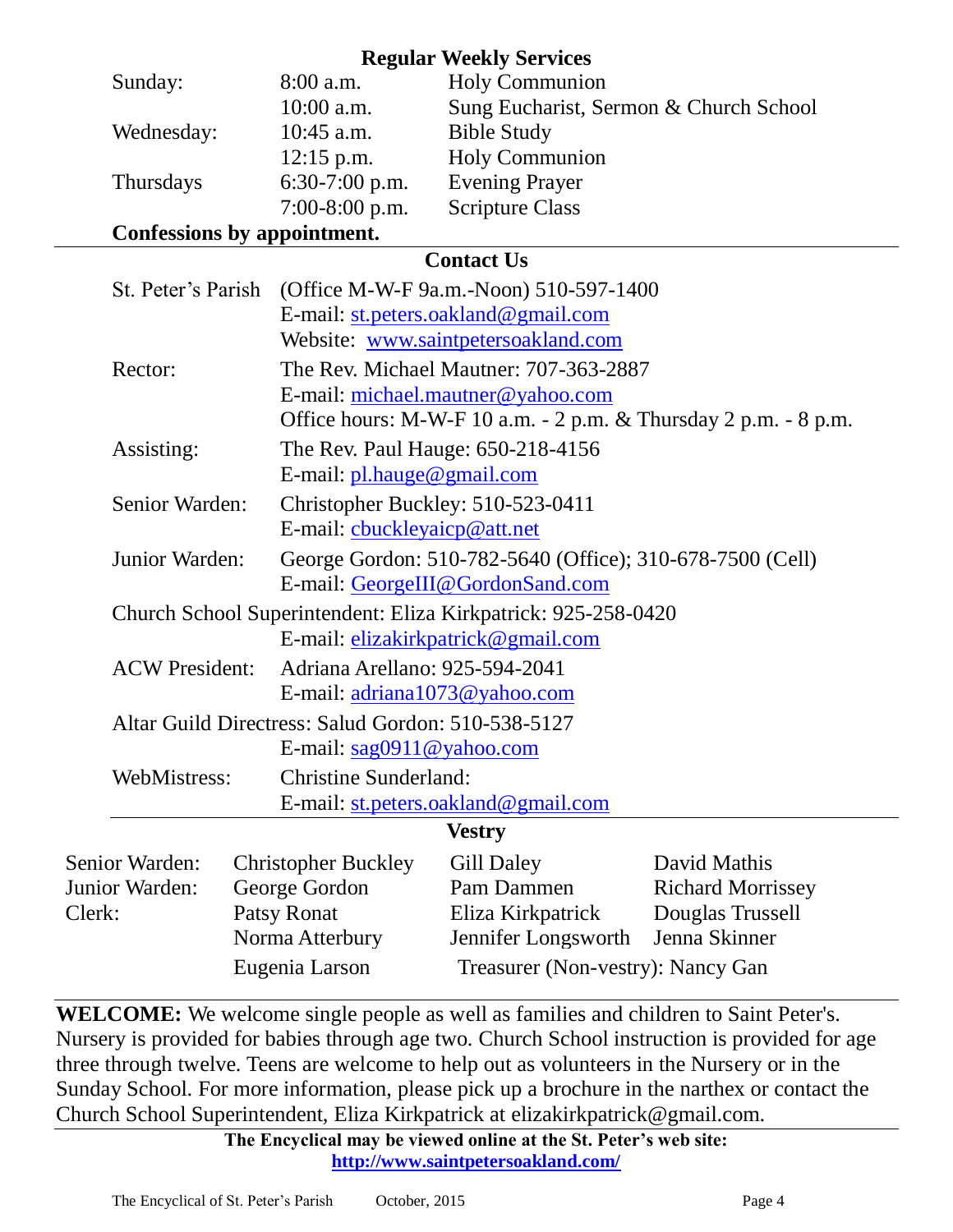## Regular Weekly Services

| | | |
|---|---|---|
| Sunday: | 8:00 a.m. | Holy Communion |
| | 10:00 a.m. | Sung Eucharist, Sermon & Church School |
| Wednesday: | 10:45 a.m. | Bible Study |
| | 12:15 p.m. | Holy Communion |
| Thursdays | 6:30-7:00 p.m. | Evening Prayer |
| | 7:00-8:00 p.m. | Scripture Class |

**Confessions by appointment.**

## Contact Us

St. Peter's Parish (Office M-W-F 9a.m.-Noon) 510-597-1400
E-mail: st.peters.oakland@gmail.com
Website: www.saintpetersoakland.com

Rector: The Rev. Michael Mautner: 707-363-2887
E-mail: michael.mautner@yahoo.com
Office hours: M-W-F 10 a.m. - 2 p.m. & Thursday 2 p.m. - 8 p.m.

Assisting: The Rev. Paul Hauge: 650-218-4156
E-mail: pl.hauge@gmail.com

Senior Warden: Christopher Buckley: 510-523-0411
E-mail: cbuckleyaicp@att.net

Junior Warden: George Gordon: 510-782-5640 (Office); 310-678-7500 (Cell)
E-mail: GeorgeIII@GordonSand.com

Church School Superintendent: Eliza Kirkpatrick: 925-258-0420
E-mail: elizakirkpatrick@gmail.com

ACW President: Adriana Arellano: 925-594-2041
E-mail: adriana1073@yahoo.com

Altar Guild Directress: Salud Gordon: 510-538-5127
E-mail: sag0911@yahoo.com

WebMistress: Christine Sunderland:
E-mail: st.peters.oakland@gmail.com

## Vestry

| | | | |
|---|---|---|---|
| Senior Warden: | Christopher Buckley | Gill Daley | David Mathis |
| Junior Warden: | George Gordon | Pam Dammen | Richard Morrissey |
| Clerk: | Patsy Ronat | Eliza Kirkpatrick | Douglas Trussell |
| | Norma Atterbury | Jennifer Longsworth | Jenna Skinner |
| | Eugenia Larson | Treasurer (Non-vestry): Nancy Gan | |

**WELCOME:** We welcome single people as well as families and children to Saint Peter's. Nursery is provided for babies through age two. Church School instruction is provided for age three through twelve. Teens are welcome to help out as volunteers in the Nursery or in the Sunday School. For more information, please pick up a brochure in the narthex or contact the Church School Superintendent, Eliza Kirkpatrick at elizakirkpatrick@gmail.com.

**The Encyclical may be viewed online at the St. Peter's web site:**
**http://www.saintpetersoakland.com/**